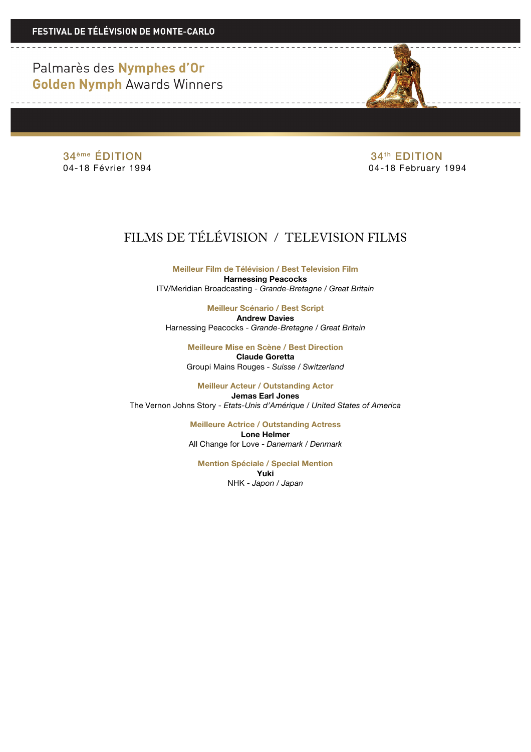**FESTIVAL DE TÉLÉVISION DE MONTE-CARLO**

# Palmarès des **Nymphes d'Or**
# **Golden Nymph** Awards Winners

34ème ÉDITION
04-18 Février 1994

34th EDITION
04-18 February 1994

## FILMS DE TÉLÉVISION / TELEVISION FILMS

**Meilleur Film de Télévision / Best Television Film**
**Harnessing Peacocks**
ITV/Meridian Broadcasting - *Grande-Bretagne* / *Great Britain*

**Meilleur Scénario / Best Script**
**Andrew Davies**
Harnessing Peacocks - *Grande-Bretagne* / *Great Britain*

**Meilleure Mise en Scène / Best Direction**
**Claude Goretta**
Groupi Mains Rouges - *Suisse* / *Switzerland*

**Meilleur Acteur / Outstanding Actor**
**Jemas Earl Jones**
The Vernon Johns Story - *Etats-Unis d'Amérique* / *United States of America*

**Meilleure Actrice / Outstanding Actress**
**Lone Helmer**
All Change for Love - *Danemark* / *Denmark*

**Mention Spéciale / Special Mention**
**Yuki**
NHK - *Japon* / *Japan*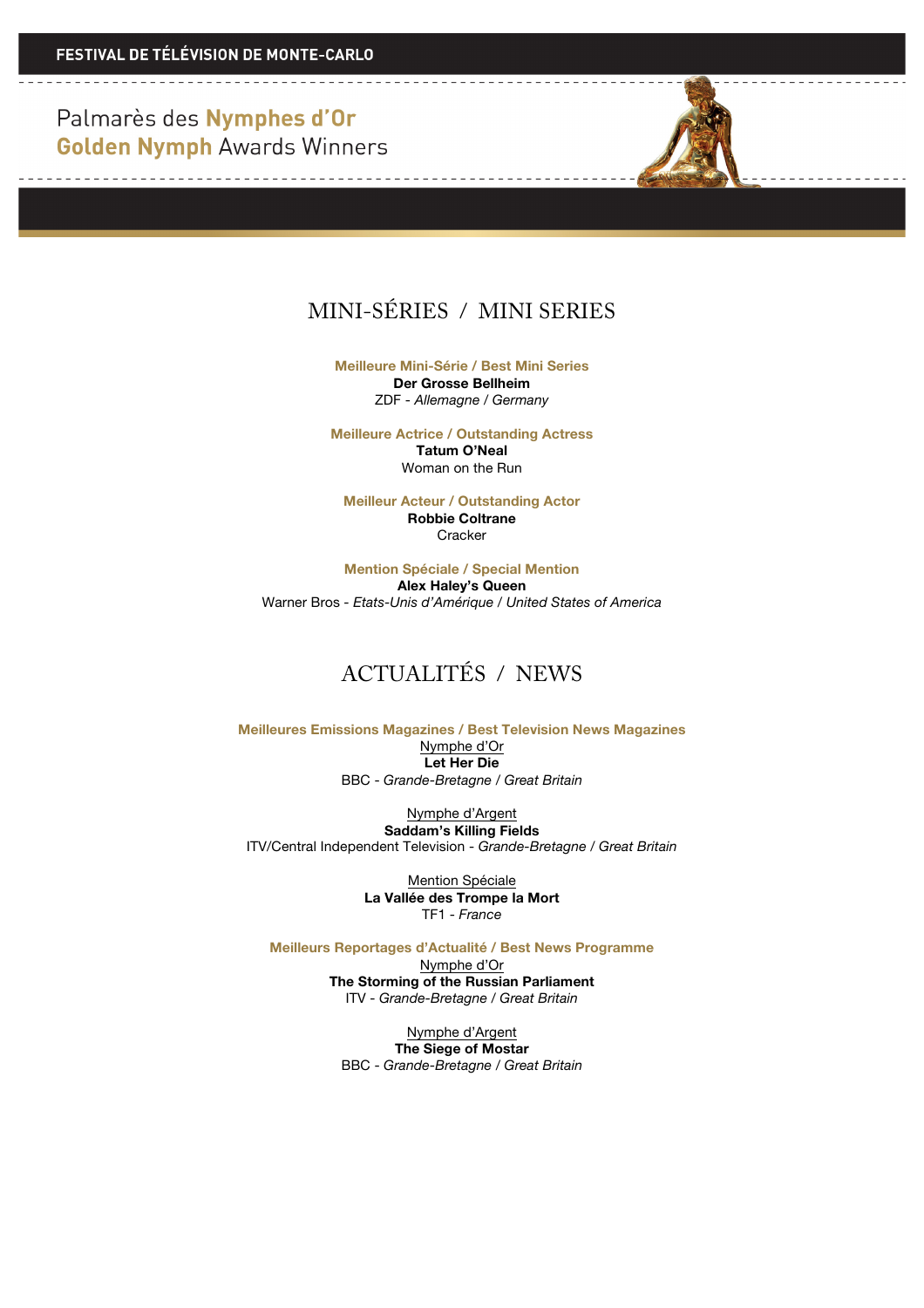FESTIVAL DE TÉLÉVISION DE MONTE-CARLO

Palmarès des **Nymphes d'Or**
**Golden Nymph** Awards Winners

## MINI-SÉRIES / MINI SERIES

**Meilleure Mini-Série / Best Mini Series**
**Der Grosse Bellheim**
ZDF - *Allemagne / Germany*

**Meilleure Actrice / Outstanding Actress**
**Tatum O'Neal**
Woman on the Run

**Meilleur Acteur / Outstanding Actor**
**Robbie Coltrane**
Cracker

**Mention Spéciale / Special Mention**
**Alex Haley's Queen**
Warner Bros - *Etats-Unis d'Amérique / United States of America*

## ACTUALITÉS / NEWS

**Meilleures Emissions Magazines / Best Television News Magazines**

Nymphe d'Or
**Let Her Die**
BBC - *Grande-Bretagne / Great Britain*

Nymphe d'Argent
**Saddam's Killing Fields**
ITV/Central Independent Television - *Grande-Bretagne / Great Britain*

Mention Spéciale
**La Vallée des Trompe la Mort**
TF1 - *France*

**Meilleurs Reportages d'Actualité / Best News Programme**

Nymphe d'Or
**The Storming of the Russian Parliament**
ITV - *Grande-Bretagne / Great Britain*

Nymphe d'Argent
**The Siege of Mostar**
BBC - *Grande-Bretagne / Great Britain*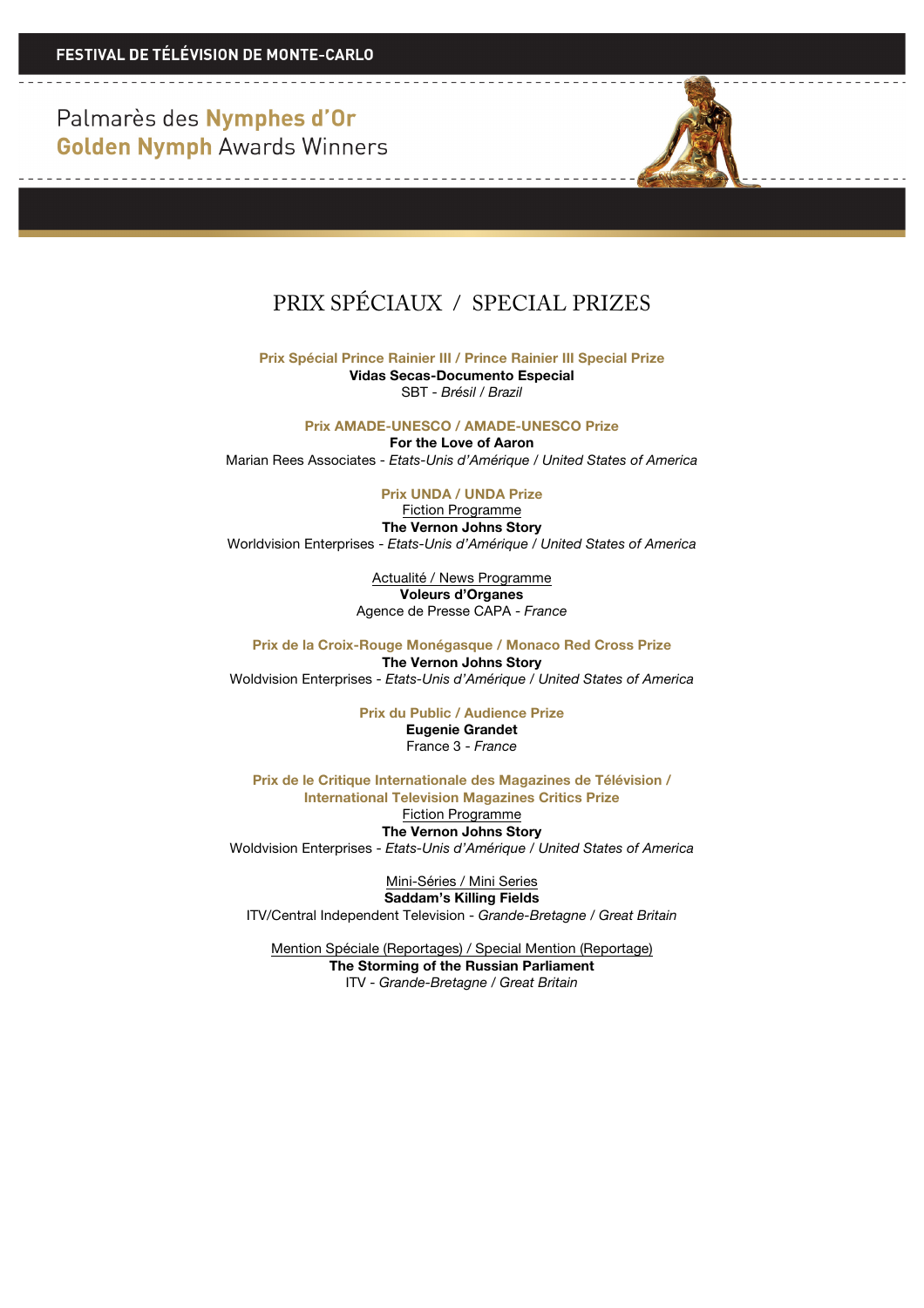# PRIX SPÉCIAUX / SPECIAL PRIZES

**Prix Spécial Prince Rainier III / Prince Rainier III Special Prize**
**Vidas Secas-Documento Especial**
SBT - *Brésil / Brazil*

**Prix AMADE-UNESCO / AMADE-UNESCO Prize**
**For the Love of Aaron**
Marian Rees Associates - *Etats-Unis d'Amérique / United States of America*

**Prix UNDA / UNDA Prize**
Fiction Programme
**The Vernon Johns Story**
Worldvision Enterprises - *Etats-Unis d'Amérique / United States of America*

Actualité / News Programme
**Voleurs d'Organes**
Agence de Presse CAPA - *France*

**Prix de la Croix-Rouge Monégasque / Monaco Red Cross Prize**
**The Vernon Johns Story**
Woldvision Enterprises - *Etats-Unis d'Amérique / United States of America*

**Prix du Public / Audience Prize**
**Eugenie Grandet**
France 3 - *France*

**Prix de le Critique Internationale des Magazines de Télévision / International Television Magazines Critics Prize**
Fiction Programme
**The Vernon Johns Story**
Woldvision Enterprises - *Etats-Unis d'Amérique / United States of America*

Mini-Séries / Mini Series
**Saddam's Killing Fields**
ITV/Central Independent Television - *Grande-Bretagne / Great Britain*

Mention Spéciale (Reportages) / Special Mention (Reportage)
**The Storming of the Russian Parliament**
ITV - *Grande-Bretagne / Great Britain*